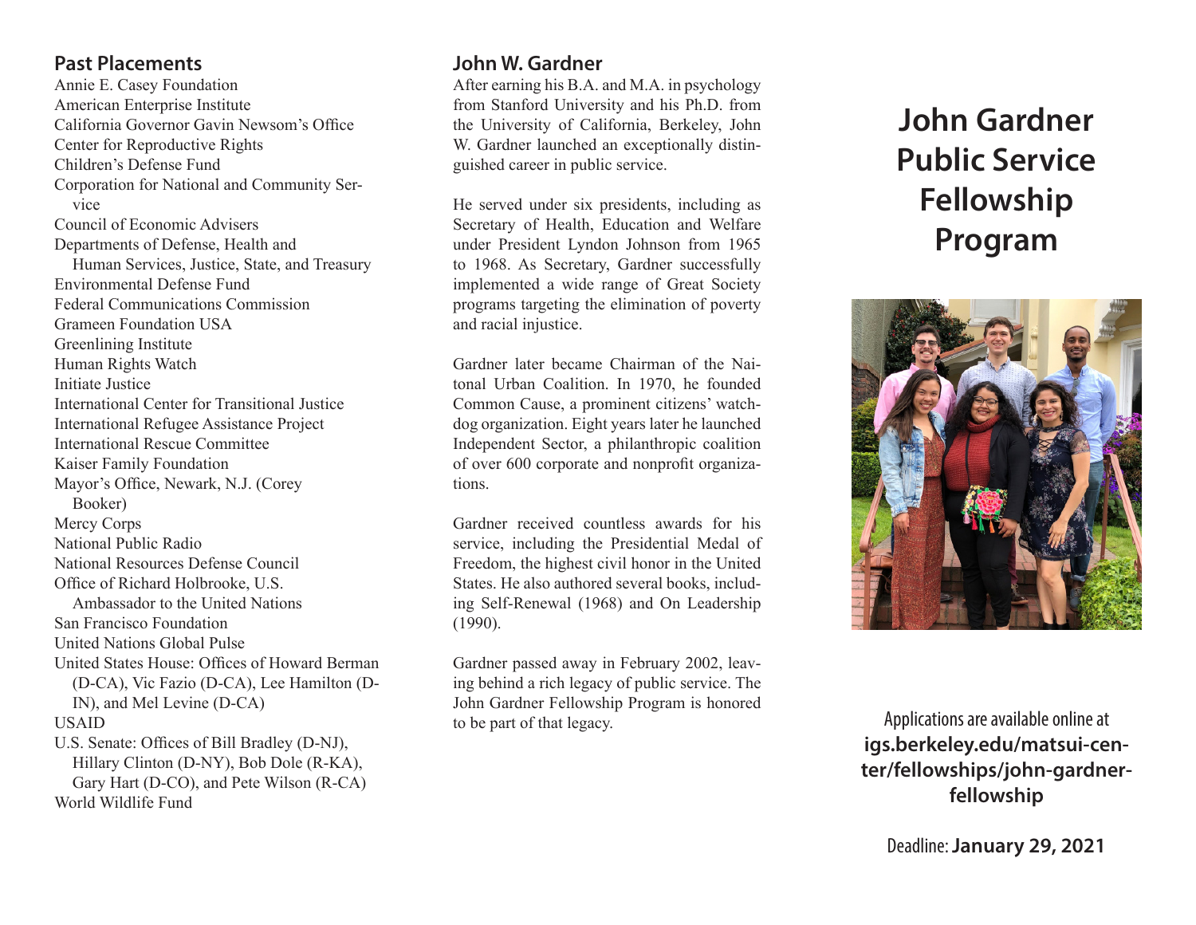## Past Placements

Annie E. Casey Foundation
American Enterprise Institute
California Governor Gavin Newsom's Office
Center for Reproductive Rights
Children's Defense Fund
Corporation for National and Community Service
Council of Economic Advisers
Departments of Defense, Health and Human Services, Justice, State, and Treasury
Environmental Defense Fund
Federal Communications Commission
Grameen Foundation USA
Greenlining Institute
Human Rights Watch
Initiate Justice
International Center for Transitional Justice
International Refugee Assistance Project
International Rescue Committee
Kaiser Family Foundation
Mayor's Office, Newark, N.J. (Corey Booker)
Mercy Corps
National Public Radio
National Resources Defense Council
Office of Richard Holbrooke, U.S. Ambassador to the United Nations
San Francisco Foundation
United Nations Global Pulse
United States House: Offices of Howard Berman (D-CA), Vic Fazio (D-CA), Lee Hamilton (D-IN), and Mel Levine (D-CA)
USAID
U.S. Senate: Offices of Bill Bradley (D-NJ), Hillary Clinton (D-NY), Bob Dole (R-KA), Gary Hart (D-CO), and Pete Wilson (R-CA)
World Wildlife Fund

## John W. Gardner

After earning his B.A. and M.A. in psychology from Stanford University and his Ph.D. from the University of California, Berkeley, John W. Gardner launched an exceptionally distinguished career in public service.

He served under six presidents, including as Secretary of Health, Education and Welfare under President Lyndon Johnson from 1965 to 1968. As Secretary, Gardner successfully implemented a wide range of Great Society programs targeting the elimination of poverty and racial injustice.

Gardner later became Chairman of the Naitonal Urban Coalition. In 1970, he founded Common Cause, a prominent citizens' watchdog organization. Eight years later he launched Independent Sector, a philanthropic coalition of over 600 corporate and nonprofit organizations.

Gardner received countless awards for his service, including the Presidential Medal of Freedom, the highest civil honor in the United States. He also authored several books, including Self-Renewal (1968) and On Leadership (1990).

Gardner passed away in February 2002, leaving behind a rich legacy of public service. The John Gardner Fellowship Program is honored to be part of that legacy.

# John Gardner Public Service Fellowship Program

Applications are available online at **igs.berkeley.edu/matsui-center/fellowships/john-gardner-fellowship**

Deadline: **January 29, 2021**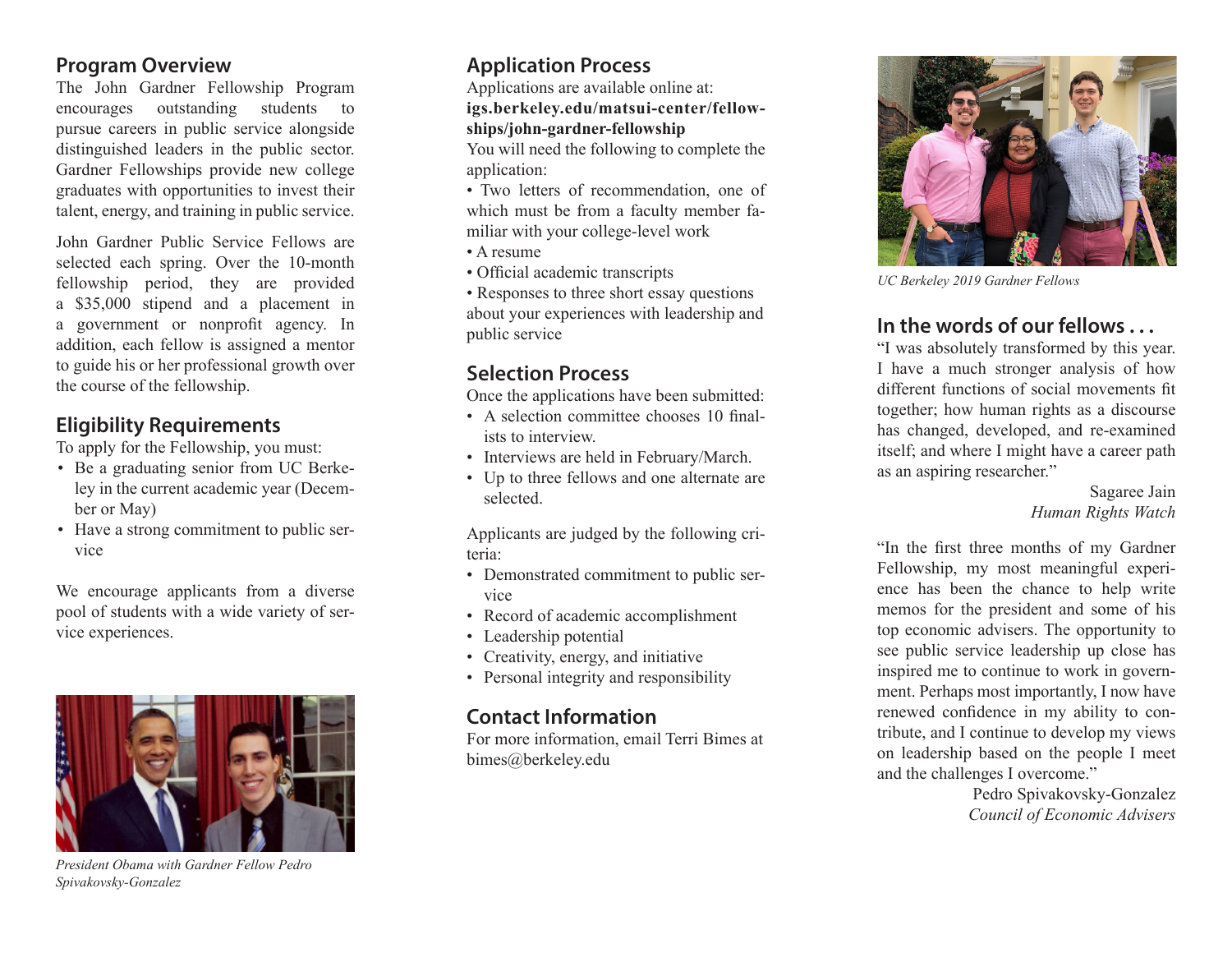## Program Overview

The John Gardner Fellowship Program encourages outstanding students to pursue careers in public service alongside distinguished leaders in the public sector. Gardner Fellowships provide new college graduates with opportunities to invest their talent, energy, and training in public service.

John Gardner Public Service Fellows are selected each spring. Over the 10-month fellowship period, they are provided a $35,000 stipend and a placement in a government or nonprofit agency. In addition, each fellow is assigned a mentor to guide his or her professional growth over the course of the fellowship.

## Eligibility Requirements

To apply for the Fellowship, you must:

- Be a graduating senior from UC Berkeley in the current academic year (December or May)
- Have a strong commitment to public service

We encourage applicants from a diverse pool of students with a wide variety of service experiences.

*President Obama with Gardner Fellow Pedro Spivakovsky-Gonzalez*

## Application Process

Applications are available online at:
**igs.berkeley.edu/matsui-center/fellowships/john-gardner-fellowship**

You will need the following to complete the application:

- Two letters of recommendation, one of which must be from a faculty member familiar with your college-level work
- A resume
- Official academic transcripts
- Responses to three short essay questions about your experiences with leadership and public service

## Selection Process

Once the applications have been submitted:

- A selection committee chooses 10 finalists to interview.
- Interviews are held in February/March.
- Up to three fellows and one alternate are selected.

Applicants are judged by the following criteria:

- Demonstrated commitment to public service
- Record of academic accomplishment
- Leadership potential
- Creativity, energy, and initiative
- Personal integrity and responsibility

## Contact Information

For more information, email Terri Bimes at bimes@berkeley.edu

*UC Berkeley 2019 Gardner Fellows*

## In the words of our fellows . . .

"I was absolutely transformed by this year. I have a much stronger analysis of how different functions of social movements fit together; how human rights as a discourse has changed, developed, and re-examined itself; and where I might have a career path as an aspiring researcher."

Sagaree Jain
*Human Rights Watch*

"In the first three months of my Gardner Fellowship, my most meaningful experience has been the chance to help write memos for the president and some of his top economic advisers. The opportunity to see public service leadership up close has inspired me to continue to work in government. Perhaps most importantly, I now have renewed confidence in my ability to contribute, and I continue to develop my views on leadership based on the people I meet and the challenges I overcome."

Pedro Spivakovsky-Gonzalez
*Council of Economic Advisers*